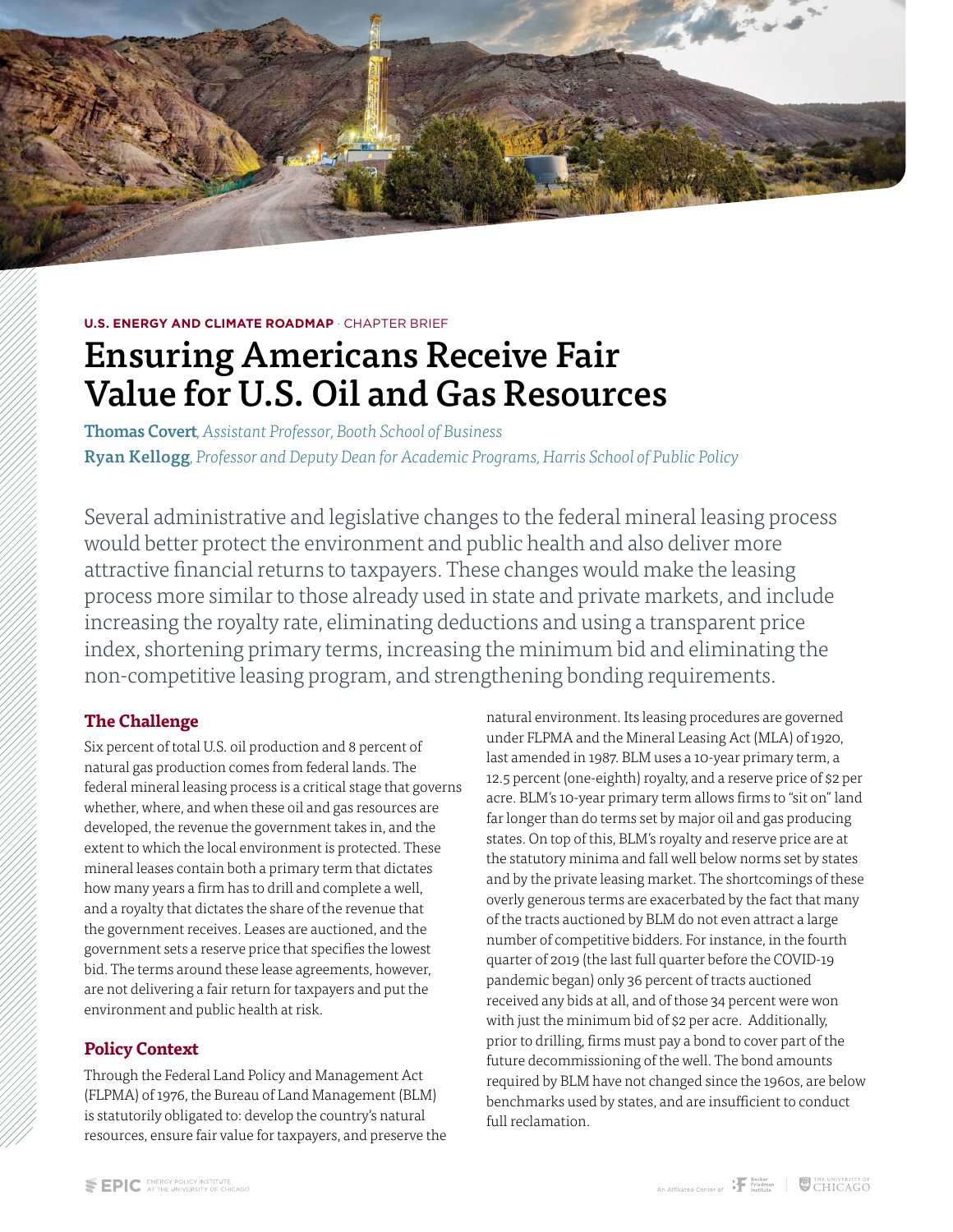**U.S. ENERGY AND CLIMATE ROADMAP** · CHAPTER BRIEF

# Ensuring Americans Receive Fair Value for U.S. Oil and Gas Resources

**Thomas Covert**, *Assistant Professor, Booth School of Business*
**Ryan Kellogg**, *Professor and Deputy Dean for Academic Programs, Harris School of Public Policy*

Several administrative and legislative changes to the federal mineral leasing process would better protect the environment and public health and also deliver more attractive financial returns to taxpayers. These changes would make the leasing process more similar to those already used in state and private markets, and include increasing the royalty rate, eliminating deductions and using a transparent price index, shortening primary terms, increasing the minimum bid and eliminating the non-competitive leasing program, and strengthening bonding requirements.

## The Challenge

Six percent of total U.S. oil production and 8 percent of natural gas production comes from federal lands. The federal mineral leasing process is a critical stage that governs whether, where, and when these oil and gas resources are developed, the revenue the government takes in, and the extent to which the local environment is protected. These mineral leases contain both a primary term that dictates how many years a firm has to drill and complete a well, and a royalty that dictates the share of the revenue that the government receives. Leases are auctioned, and the government sets a reserve price that specifies the lowest bid. The terms around these lease agreements, however, are not delivering a fair return for taxpayers and put the environment and public health at risk.

## Policy Context

Through the Federal Land Policy and Management Act (FLPMA) of 1976, the Bureau of Land Management (BLM) is statutorily obligated to: develop the country's natural resources, ensure fair value for taxpayers, and preserve the natural environment. Its leasing procedures are governed under FLPMA and the Mineral Leasing Act (MLA) of 1920, last amended in 1987. BLM uses a 10-year primary term, a 12.5 percent (one-eighth) royalty, and a reserve price of $2 per acre. BLM's 10-year primary term allows firms to "sit on" land far longer than do terms set by major oil and gas producing states. On top of this, BLM's royalty and reserve price are at the statutory minima and fall well below norms set by states and by the private leasing market. The shortcomings of these overly generous terms are exacerbated by the fact that many of the tracts auctioned by BLM do not even attract a large number of competitive bidders. For instance, in the fourth quarter of 2019 (the last full quarter before the COVID-19 pandemic began) only 36 percent of tracts auctioned received any bids at all, and of those 34 percent were won with just the minimum bid of $2 per acre. Additionally, prior to drilling, firms must pay a bond to cover part of the future decommissioning of the well. The bond amounts required by BLM have not changed since the 1960s, are below benchmarks used by states, and are insufficient to conduct full reclamation.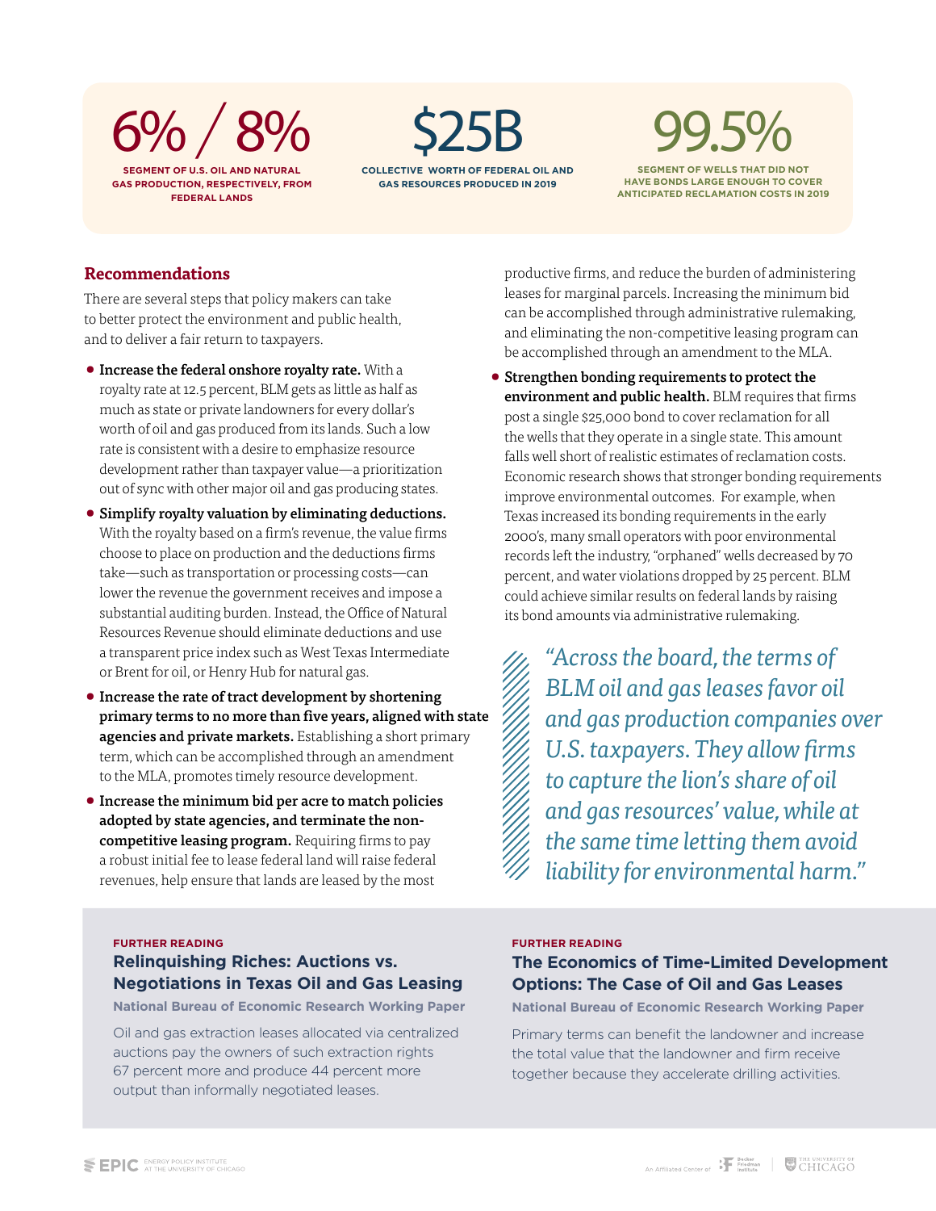**6% / 8%**

SEGMENT OF U.S. OIL AND NATURAL GAS PRODUCTION, RESPECTIVELY, FROM FEDERAL LANDS

**$25B**

COLLECTIVE WORTH OF FEDERAL OIL AND GAS RESOURCES PRODUCED IN 2019

**99.5%**

SEGMENT OF WELLS THAT DID NOT HAVE BONDS LARGE ENOUGH TO COVER ANTICIPATED RECLAMATION COSTS IN 2019

## Recommendations

There are several steps that policy makers can take to better protect the environment and public health, and to deliver a fair return to taxpayers.

- **Increase the federal onshore royalty rate.** With a royalty rate at 12.5 percent, BLM gets as little as half as much as state or private landowners for every dollar's worth of oil and gas produced from its lands. Such a low rate is consistent with a desire to emphasize resource development rather than taxpayer value—a prioritization out of sync with other major oil and gas producing states.
- **Simplify royalty valuation by eliminating deductions.** With the royalty based on a firm's revenue, the value firms choose to place on production and the deductions firms take—such as transportation or processing costs—can lower the revenue the government receives and impose a substantial auditing burden. Instead, the Office of Natural Resources Revenue should eliminate deductions and use a transparent price index such as West Texas Intermediate or Brent for oil, or Henry Hub for natural gas.
- **Increase the rate of tract development by shortening primary terms to no more than five years, aligned with state agencies and private markets.** Establishing a short primary term, which can be accomplished through an amendment to the MLA, promotes timely resource development.
- **Increase the minimum bid per acre to match policies adopted by state agencies, and terminate the non-competitive leasing program.** Requiring firms to pay a robust initial fee to lease federal land will raise federal revenues, help ensure that lands are leased by the most productive firms, and reduce the burden of administering leases for marginal parcels. Increasing the minimum bid can be accomplished through administrative rulemaking, and eliminating the non-competitive leasing program can be accomplished through an amendment to the MLA.
- **Strengthen bonding requirements to protect the environment and public health.** BLM requires that firms post a single $25,000 bond to cover reclamation for all the wells that they operate in a single state. This amount falls well short of realistic estimates of reclamation costs. Economic research shows that stronger bonding requirements improve environmental outcomes. For example, when Texas increased its bonding requirements in the early 2000's, many small operators with poor environmental records left the industry, "orphaned" wells decreased by 70 percent, and water violations dropped by 25 percent. BLM could achieve similar results on federal lands by raising its bond amounts via administrative rulemaking.

> *"Across the board, the terms of BLM oil and gas leases favor oil and gas production companies over U.S. taxpayers. They allow firms to capture the lion's share of oil and gas resources' value, while at the same time letting them avoid liability for environmental harm."*

FURTHER READING

### Relinquishing Riches: Auctions vs. Negotiations in Texas Oil and Gas Leasing

National Bureau of Economic Research Working Paper

Oil and gas extraction leases allocated via centralized auctions pay the owners of such extraction rights 67 percent more and produce 44 percent more output than informally negotiated leases.

FURTHER READING

### The Economics of Time-Limited Development Options: The Case of Oil and Gas Leases

National Bureau of Economic Research Working Paper

Primary terms can benefit the landowner and increase the total value that the landowner and firm receive together because they accelerate drilling activities.